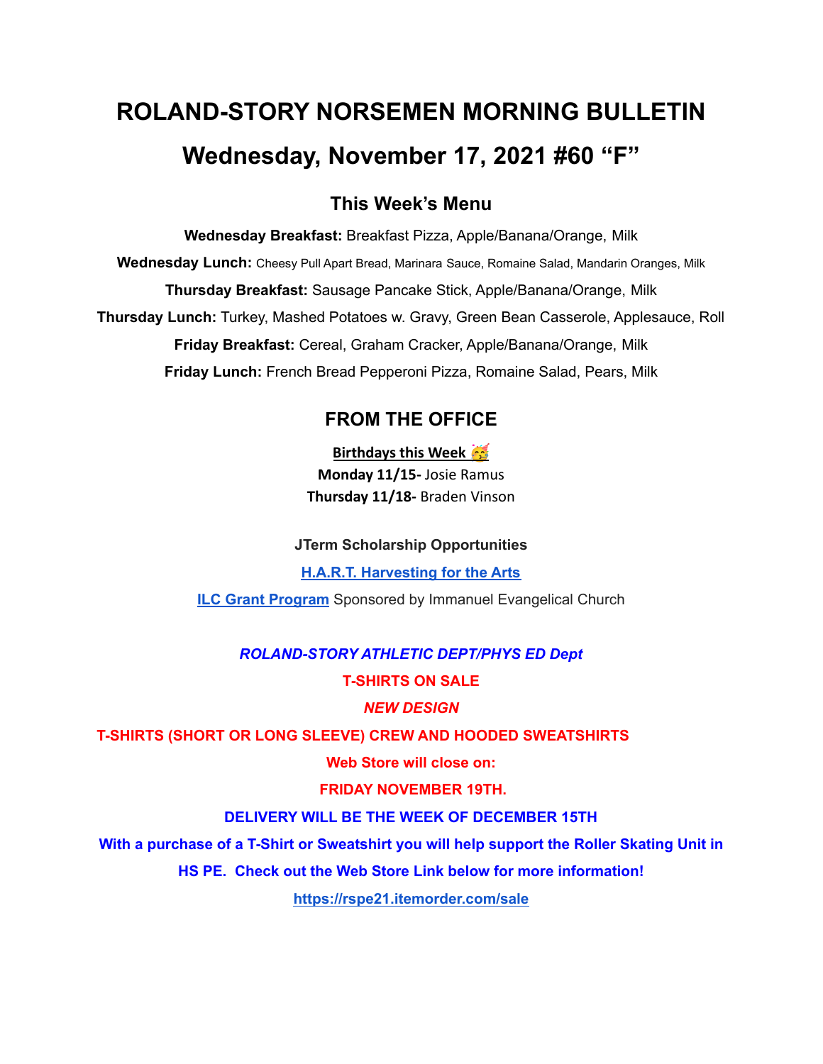# ROLAND-STORY NORSEMEN MORNING BULLETIN

# Wednesday, November 17, 2021 #60 "F"

## This Week's Menu

**Wednesday Breakfast:** Breakfast Pizza, Apple/Banana/Orange, Milk

**Wednesday Lunch:** Cheesy Pull Apart Bread, Marinara Sauce, Romaine Salad, Mandarin Oranges, Milk

**Thursday Breakfast:** Sausage Pancake Stick, Apple/Banana/Orange, Milk

**Thursday Lunch:** Turkey, Mashed Potatoes w. Gravy, Green Bean Casserole, Applesauce, Roll

**Friday Breakfast:** Cereal, Graham Cracker, Apple/Banana/Orange, Milk

**Friday Lunch:** French Bread Pepperoni Pizza, Romaine Salad, Pears, Milk

## FROM THE OFFICE

**Birthdays this Week** 🥳

**Monday 11/15-** Josie Ramus

**Thursday 11/18-** Braden Vinson

**JTerm Scholarship Opportunities**

**H.A.R.T. Harvesting for the Arts**

**ILC Grant Program** Sponsored by Immanuel Evangelical Church

***ROLAND-STORY ATHLETIC DEPT/PHYS ED Dept***

**T-SHIRTS ON SALE**

***NEW DESIGN***

**T-SHIRTS (SHORT OR LONG SLEEVE) CREW AND HOODED SWEATSHIRTS**

**Web Store will close on:**

**FRIDAY NOVEMBER 19TH.**

**DELIVERY WILL BE THE WEEK OF DECEMBER 15TH**

**With a purchase of a T-Shirt or Sweatshirt you will help support the Roller Skating Unit in HS PE. Check out the Web Store Link below for more information!**

**https://rspe21.itemorder.com/sale**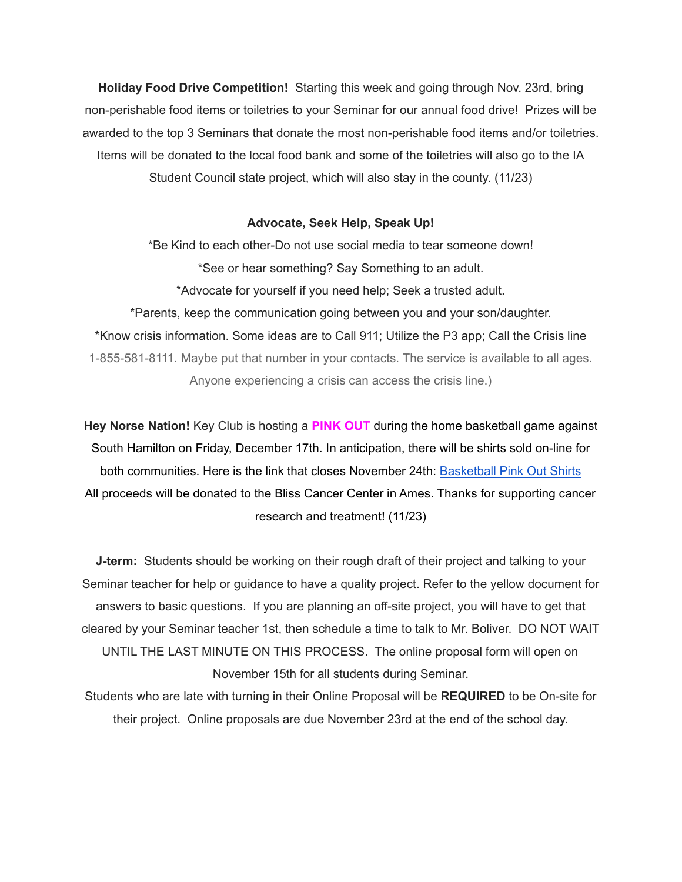**Holiday Food Drive Competition!** Starting this week and going through Nov. 23rd, bring non-perishable food items or toiletries to your Seminar for our annual food drive! Prizes will be awarded to the top 3 Seminars that donate the most non-perishable food items and/or toiletries. Items will be donated to the local food bank and some of the toiletries will also go to the IA Student Council state project, which will also stay in the county. (11/23)

**Advocate, Seek Help, Speak Up!**

*Be Kind to each other-Do not use social media to tear someone down!

*See or hear something? Say Something to an adult.

*Advocate for yourself if you need help; Seek a trusted adult.

*Parents, keep the communication going between you and your son/daughter.

*Know crisis information. Some ideas are to Call 911; Utilize the P3 app; Call the Crisis line 1-855-581-8111. Maybe put that number in your contacts. The service is available to all ages. Anyone experiencing a crisis can access the crisis line.)

**Hey Norse Nation!** Key Club is hosting a **PINK OUT** during the home basketball game against South Hamilton on Friday, December 17th. In anticipation, there will be shirts sold on-line for both communities. Here is the link that closes November 24th: Basketball Pink Out Shirts All proceeds will be donated to the Bliss Cancer Center in Ames. Thanks for supporting cancer research and treatment! (11/23)

**J-term:** Students should be working on their rough draft of their project and talking to your Seminar teacher for help or guidance to have a quality project. Refer to the yellow document for answers to basic questions. If you are planning an off-site project, you will have to get that cleared by your Seminar teacher 1st, then schedule a time to talk to Mr. Boliver. DO NOT WAIT UNTIL THE LAST MINUTE ON THIS PROCESS. The online proposal form will open on November 15th for all students during Seminar.

Students who are late with turning in their Online Proposal will be **REQUIRED** to be On-site for their project. Online proposals are due November 23rd at the end of the school day.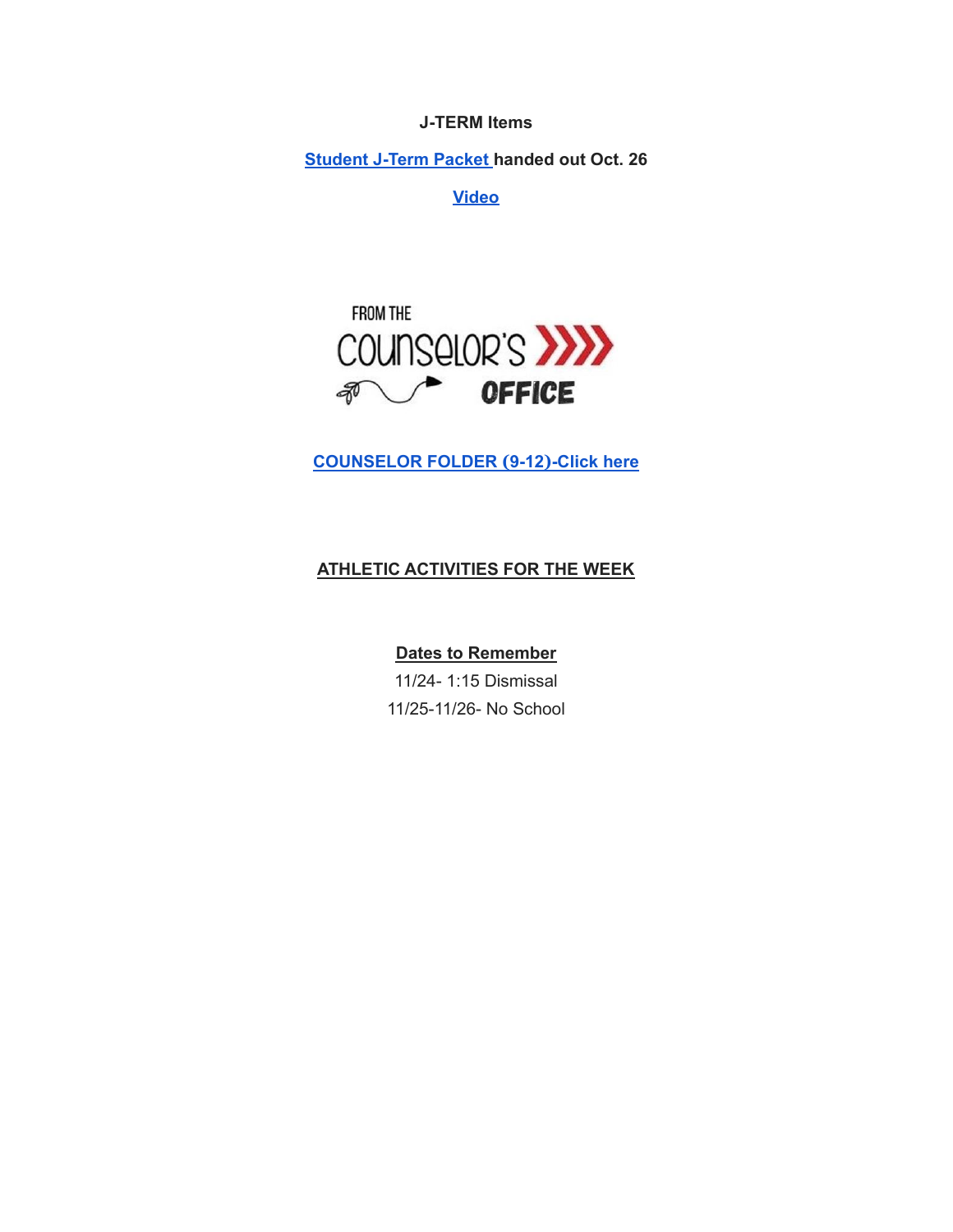**J-TERM Items**

**Student J-Term Packet handed out Oct. 26**

**Video**

FROM THE COUNSELOR'S OFFICE

**COUNSELOR FOLDER (9-12)-Click here**

**ATHLETIC ACTIVITIES FOR THE WEEK**

**Dates to Remember**

11/24- 1:15 Dismissal

11/25-11/26- No School